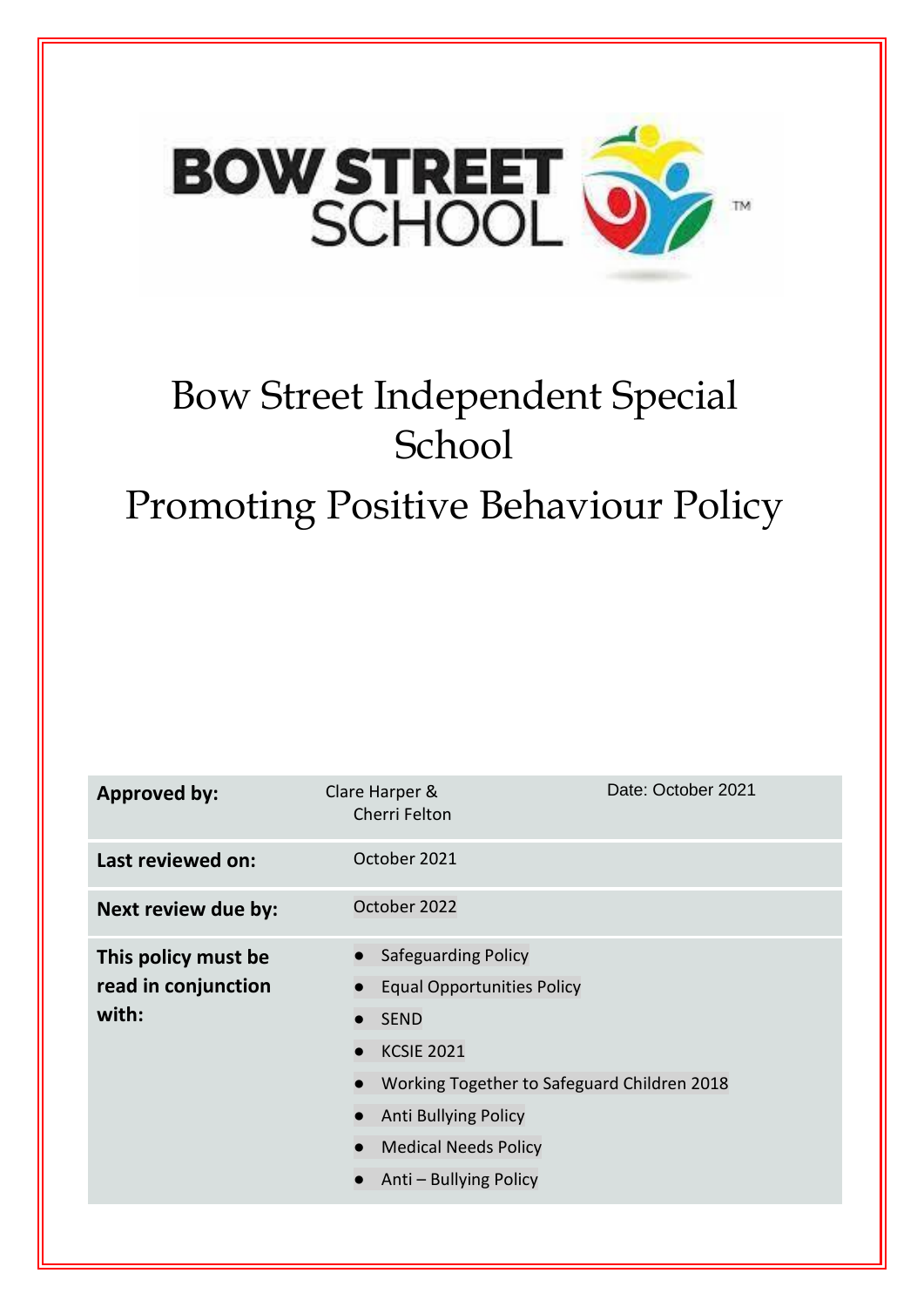BOW STREET SCHOOL™

# Bow Street Independent Special School

# Promoting Positive Behaviour Policy

| | | |
|---|---|---|
| **Approved by:** | Clare Harper & Cherri Felton | Date: October 2021 |
| **Last reviewed on:** | October 2021 | |
| **Next review due by:** | October 2022 | |
| **This policy must be read in conjunction with:** | ● Safeguarding Policy<br>● Equal Opportunities Policy<br>● SEND<br>● KCSIE 2021<br>● Working Together to Safeguard Children 2018<br>● Anti Bullying Policy<br>● Medical Needs Policy<br>● Anti – Bullying Policy | |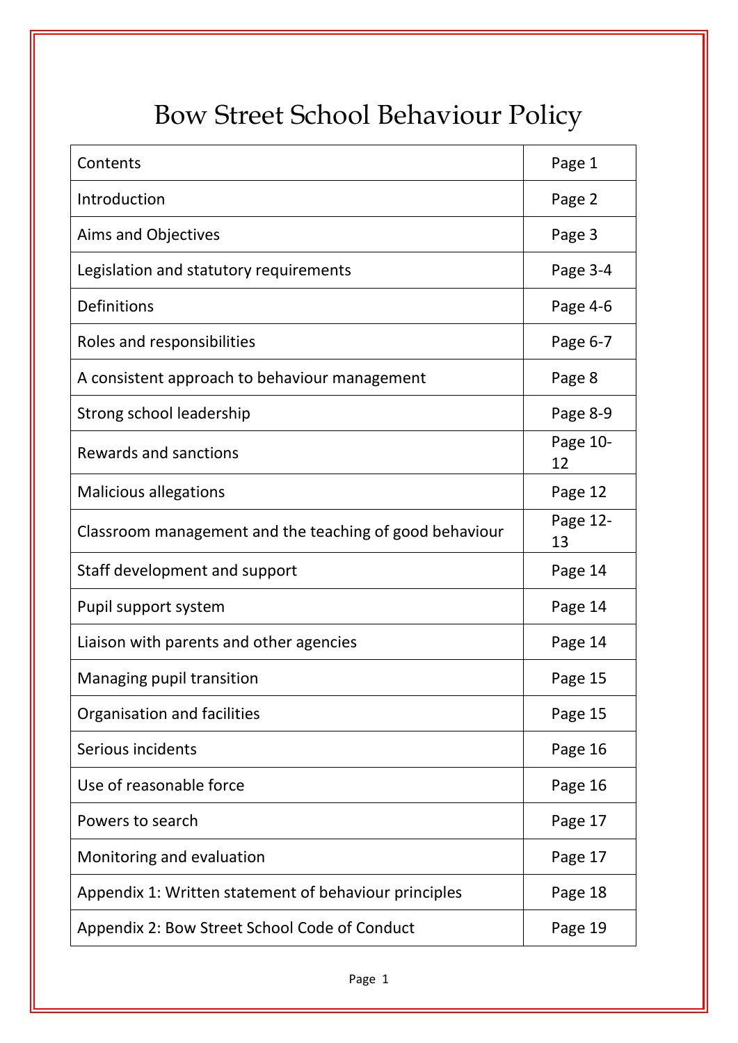# Bow Street School Behaviour Policy

| Contents | Page 1 |
|---|---|
| Introduction | Page 2 |
| Aims and Objectives | Page 3 |
| Legislation and statutory requirements | Page 3-4 |
| Definitions | Page 4-6 |
| Roles and responsibilities | Page 6-7 |
| A consistent approach to behaviour management | Page 8 |
| Strong school leadership | Page 8-9 |
| Rewards and sanctions | Page 10-12 |
| Malicious allegations | Page 12 |
| Classroom management and the teaching of good behaviour | Page 12-13 |
| Staff development and support | Page 14 |
| Pupil support system | Page 14 |
| Liaison with parents and other agencies | Page 14 |
| Managing pupil transition | Page 15 |
| Organisation and facilities | Page 15 |
| Serious incidents | Page 16 |
| Use of reasonable force | Page 16 |
| Powers to search | Page 17 |
| Monitoring and evaluation | Page 17 |
| Appendix 1: Written statement of behaviour principles | Page 18 |
| Appendix 2: Bow Street School Code of Conduct | Page 19 |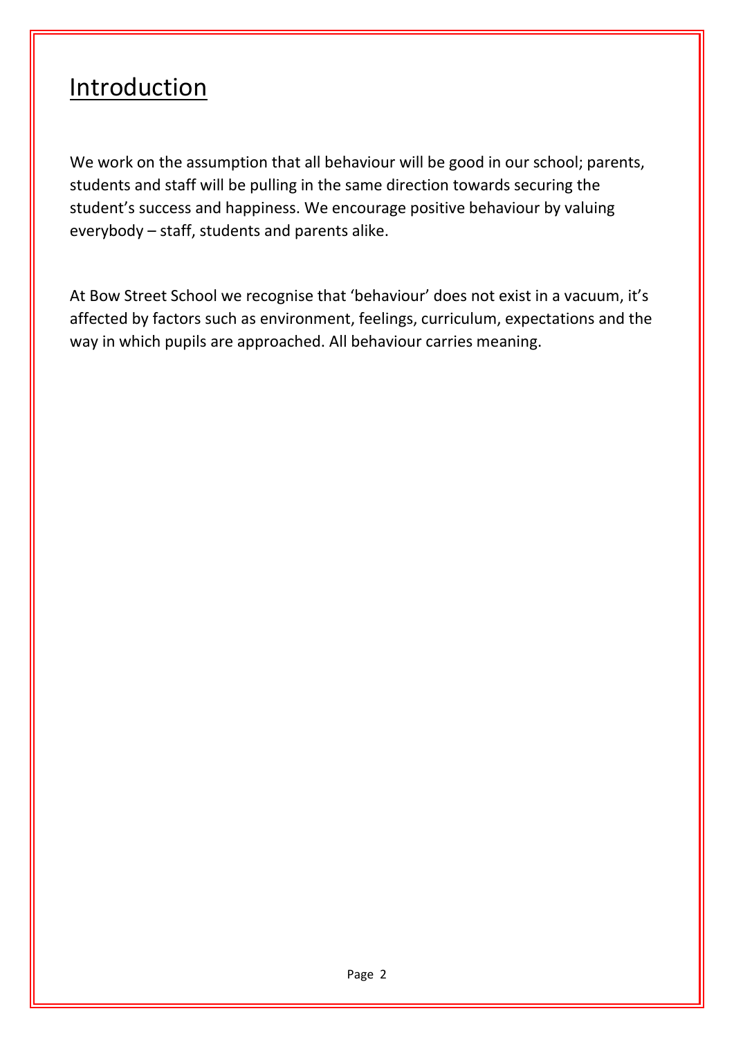# Introduction

We work on the assumption that all behaviour will be good in our school; parents, students and staff will be pulling in the same direction towards securing the student's success and happiness. We encourage positive behaviour by valuing everybody – staff, students and parents alike.

At Bow Street School we recognise that 'behaviour' does not exist in a vacuum, it's affected by factors such as environment, feelings, curriculum, expectations and the way in which pupils are approached. All behaviour carries meaning.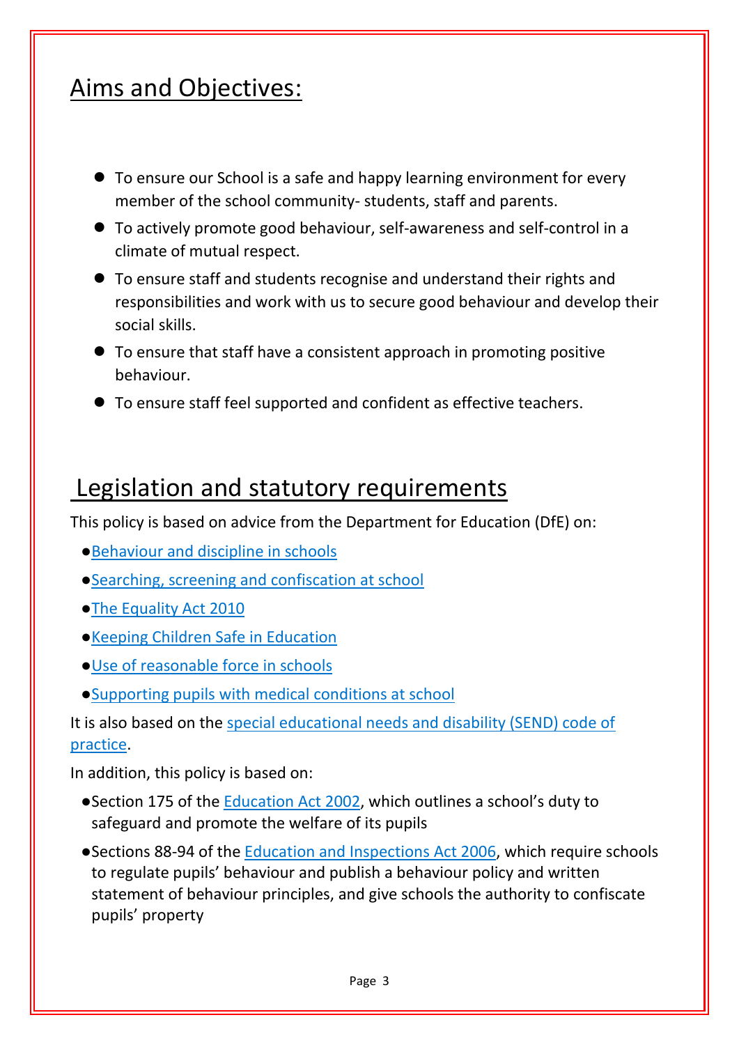## Aims and Objectives:

- To ensure our School is a safe and happy learning environment for every member of the school community- students, staff and parents.
- To actively promote good behaviour, self-awareness and self-control in a climate of mutual respect.
- To ensure staff and students recognise and understand their rights and responsibilities and work with us to secure good behaviour and develop their social skills.
- To ensure that staff have a consistent approach in promoting positive behaviour.
- To ensure staff feel supported and confident as effective teachers.

## Legislation and statutory requirements

This policy is based on advice from the Department for Education (DfE) on:

- Behaviour and discipline in schools
- Searching, screening and confiscation at school
- The Equality Act 2010
- Keeping Children Safe in Education
- Use of reasonable force in schools
- Supporting pupils with medical conditions at school

It is also based on the special educational needs and disability (SEND) code of practice.

In addition, this policy is based on:

- Section 175 of the Education Act 2002, which outlines a school's duty to safeguard and promote the welfare of its pupils
- Sections 88-94 of the Education and Inspections Act 2006, which require schools to regulate pupils' behaviour and publish a behaviour policy and written statement of behaviour principles, and give schools the authority to confiscate pupils' property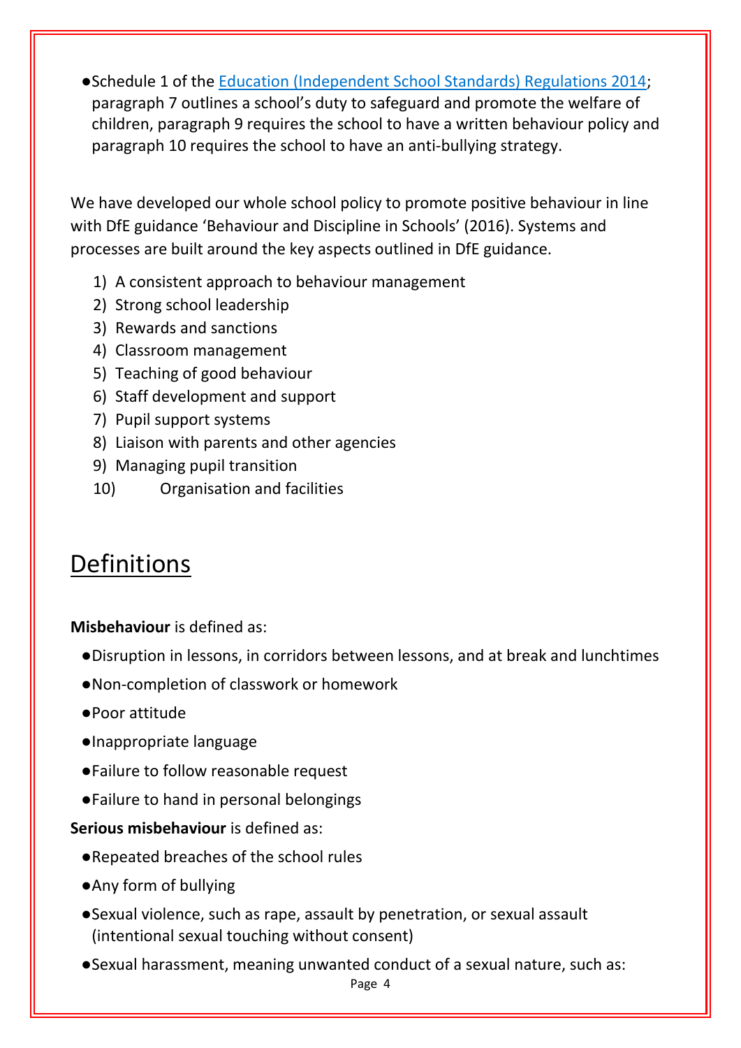- Schedule 1 of the [Education (Independent School Standards) Regulations 2014](); paragraph 7 outlines a school's duty to safeguard and promote the welfare of children, paragraph 9 requires the school to have a written behaviour policy and paragraph 10 requires the school to have an anti-bullying strategy.

We have developed our whole school policy to promote positive behaviour in line with DfE guidance 'Behaviour and Discipline in Schools' (2016). Systems and processes are built around the key aspects outlined in DfE guidance.

1) A consistent approach to behaviour management
2) Strong school leadership
3) Rewards and sanctions
4) Classroom management
5) Teaching of good behaviour
6) Staff development and support
7) Pupil support systems
8) Liaison with parents and other agencies
9) Managing pupil transition
10) Organisation and facilities

## Definitions

**Misbehaviour** is defined as:

- Disruption in lessons, in corridors between lessons, and at break and lunchtimes
- Non-completion of classwork or homework
- Poor attitude
- Inappropriate language
- Failure to follow reasonable request
- Failure to hand in personal belongings

**Serious misbehaviour** is defined as:

- Repeated breaches of the school rules
- Any form of bullying
- Sexual violence, such as rape, assault by penetration, or sexual assault (intentional sexual touching without consent)
- Sexual harassment, meaning unwanted conduct of a sexual nature, such as: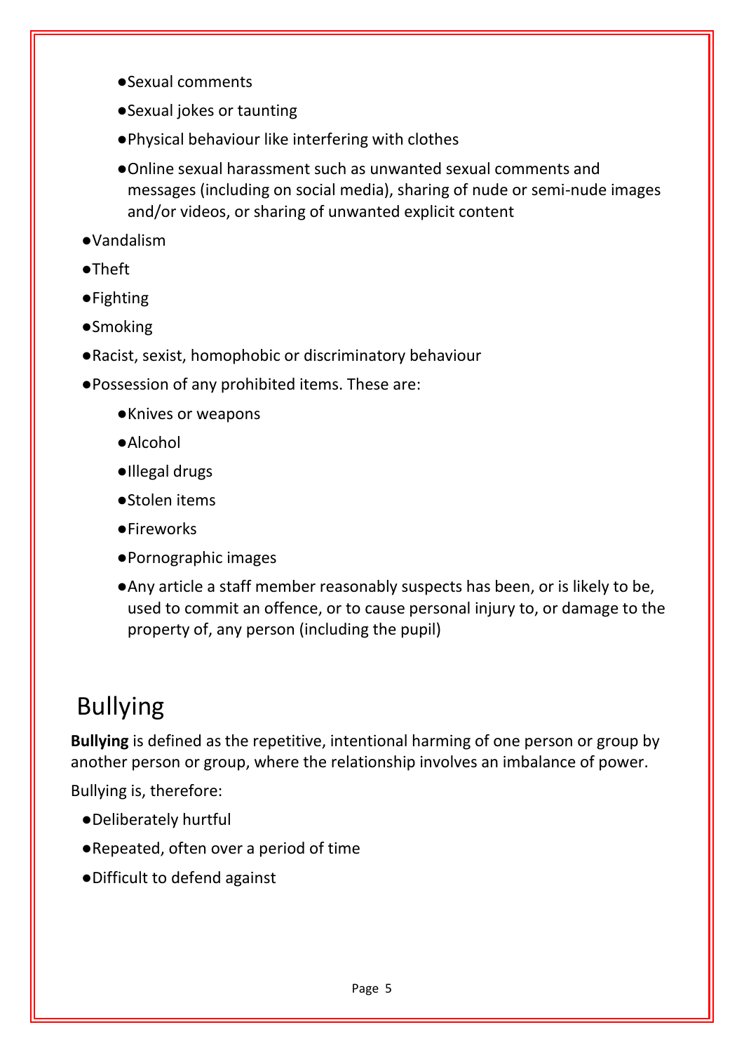- Sexual comments
  - Sexual jokes or taunting
  - Physical behaviour like interfering with clothes
  - Online sexual harassment such as unwanted sexual comments and messages (including on social media), sharing of nude or semi-nude images and/or videos, or sharing of unwanted explicit content
- Vandalism
- Theft
- Fighting
- Smoking
- Racist, sexist, homophobic or discriminatory behaviour
- Possession of any prohibited items. These are:
  - Knives or weapons
  - Alcohol
  - Illegal drugs
  - Stolen items
  - Fireworks
  - Pornographic images
  - Any article a staff member reasonably suspects has been, or is likely to be, used to commit an offence, or to cause personal injury to, or damage to the property of, any person (including the pupil)

# Bullying

**Bullying** is defined as the repetitive, intentional harming of one person or group by another person or group, where the relationship involves an imbalance of power.

Bullying is, therefore:

- Deliberately hurtful
- Repeated, often over a period of time
- Difficult to defend against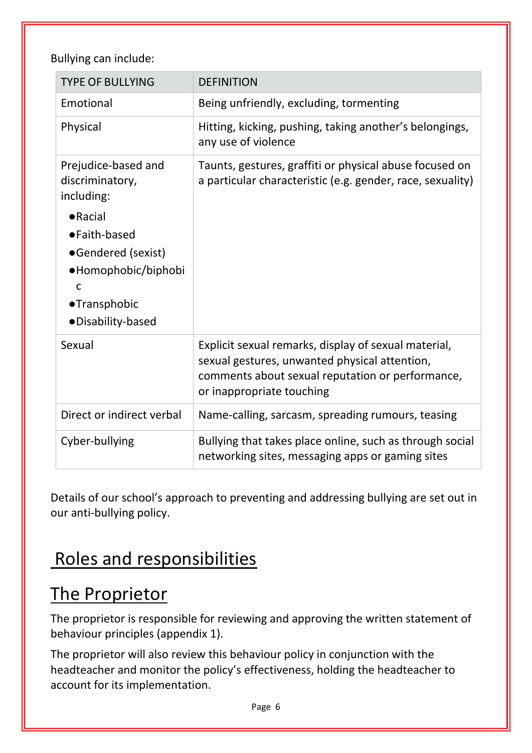Bullying can include:

| TYPE OF BULLYING | DEFINITION |
| --- | --- |
| Emotional | Being unfriendly, excluding, tormenting |
| Physical | Hitting, kicking, pushing, taking another's belongings, any use of violence |
| Prejudice-based and discriminatory, including: <br>• Racial <br>• Faith-based <br>• Gendered (sexist) <br>• Homophobic/biphobic <br>• Transphobic <br>• Disability-based | Taunts, gestures, graffiti or physical abuse focused on a particular characteristic (e.g. gender, race, sexuality) |
| Sexual | Explicit sexual remarks, display of sexual material, sexual gestures, unwanted physical attention, comments about sexual reputation or performance, or inappropriate touching |
| Direct or indirect verbal | Name-calling, sarcasm, spreading rumours, teasing |
| Cyber-bullying | Bullying that takes place online, such as through social networking sites, messaging apps or gaming sites |

Details of our school's approach to preventing and addressing bullying are set out in our anti-bullying policy.

# Roles and responsibilities

## The Proprietor

The proprietor is responsible for reviewing and approving the written statement of behaviour principles (appendix 1).

The proprietor will also review this behaviour policy in conjunction with the headteacher and monitor the policy's effectiveness, holding the headteacher to account for its implementation.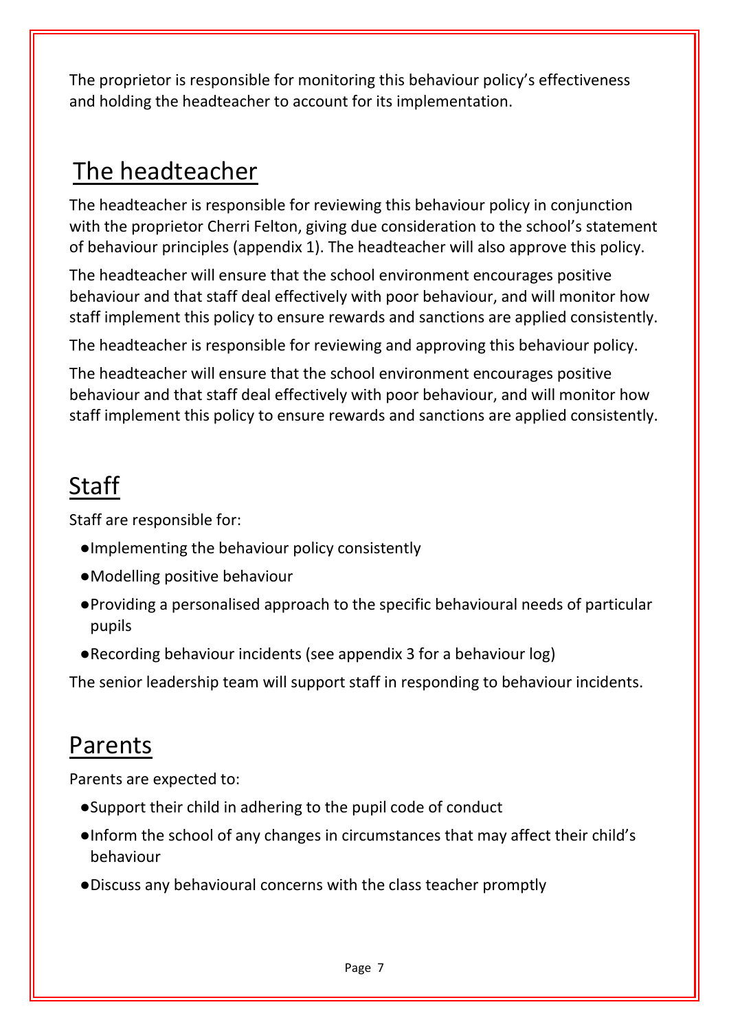The proprietor is responsible for monitoring this behaviour policy's effectiveness and holding the headteacher to account for its implementation.

## The headteacher

The headteacher is responsible for reviewing this behaviour policy in conjunction with the proprietor Cherri Felton, giving due consideration to the school's statement of behaviour principles (appendix 1). The headteacher will also approve this policy.

The headteacher will ensure that the school environment encourages positive behaviour and that staff deal effectively with poor behaviour, and will monitor how staff implement this policy to ensure rewards and sanctions are applied consistently.

The headteacher is responsible for reviewing and approving this behaviour policy.

The headteacher will ensure that the school environment encourages positive behaviour and that staff deal effectively with poor behaviour, and will monitor how staff implement this policy to ensure rewards and sanctions are applied consistently.

## Staff

Staff are responsible for:

- Implementing the behaviour policy consistently
- Modelling positive behaviour
- Providing a personalised approach to the specific behavioural needs of particular pupils
- Recording behaviour incidents (see appendix 3 for a behaviour log)

The senior leadership team will support staff in responding to behaviour incidents.

## Parents

Parents are expected to:

- Support their child in adhering to the pupil code of conduct
- Inform the school of any changes in circumstances that may affect their child's behaviour
- Discuss any behavioural concerns with the class teacher promptly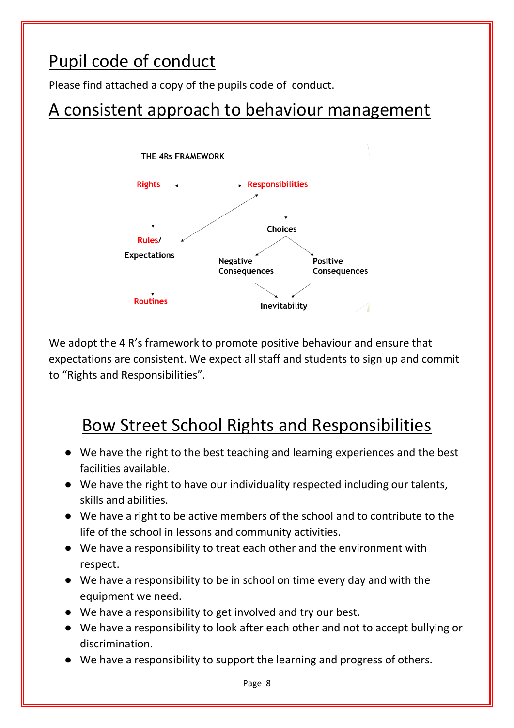## Pupil code of conduct

Please find attached a copy of the pupils code of conduct.

## A consistent approach to behaviour management

THE 4Rs FRAMEWORK

Rights ↔ Responsibilities

Rights → Rules/ Expectations → Routines

Responsibilities → Choices → Negative Consequences / Positive Consequences → Inevitability

We adopt the 4 R's framework to promote positive behaviour and ensure that expectations are consistent. We expect all staff and students to sign up and commit to "Rights and Responsibilities".

## Bow Street School Rights and Responsibilities

- We have the right to the best teaching and learning experiences and the best facilities available.
- We have the right to have our individuality respected including our talents, skills and abilities.
- We have a right to be active members of the school and to contribute to the life of the school in lessons and community activities.
- We have a responsibility to treat each other and the environment with respect.
- We have a responsibility to be in school on time every day and with the equipment we need.
- We have a responsibility to get involved and try our best.
- We have a responsibility to look after each other and not to accept bullying or discrimination.
- We have a responsibility to support the learning and progress of others.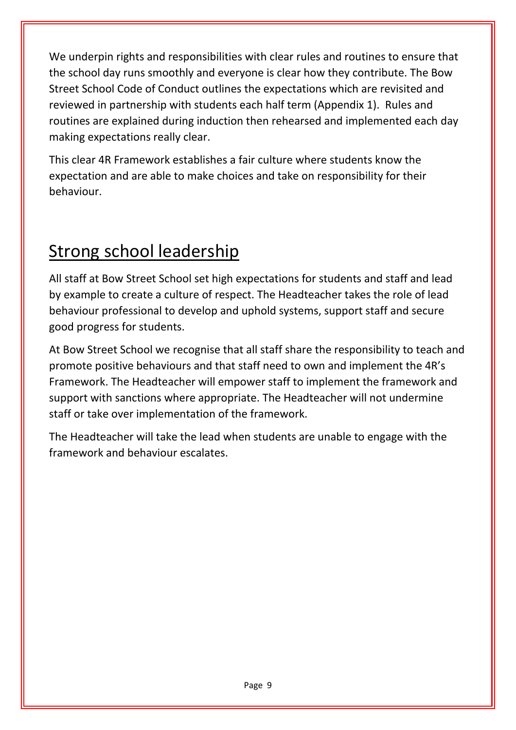We underpin rights and responsibilities with clear rules and routines to ensure that the school day runs smoothly and everyone is clear how they contribute. The Bow Street School Code of Conduct outlines the expectations which are revisited and reviewed in partnership with students each half term (Appendix 1). Rules and routines are explained during induction then rehearsed and implemented each day making expectations really clear.

This clear 4R Framework establishes a fair culture where students know the expectation and are able to make choices and take on responsibility for their behaviour.

## Strong school leadership

All staff at Bow Street School set high expectations for students and staff and lead by example to create a culture of respect. The Headteacher takes the role of lead behaviour professional to develop and uphold systems, support staff and secure good progress for students.

At Bow Street School we recognise that all staff share the responsibility to teach and promote positive behaviours and that staff need to own and implement the 4R's Framework. The Headteacher will empower staff to implement the framework and support with sanctions where appropriate. The Headteacher will not undermine staff or take over implementation of the framework.

The Headteacher will take the lead when students are unable to engage with the framework and behaviour escalates.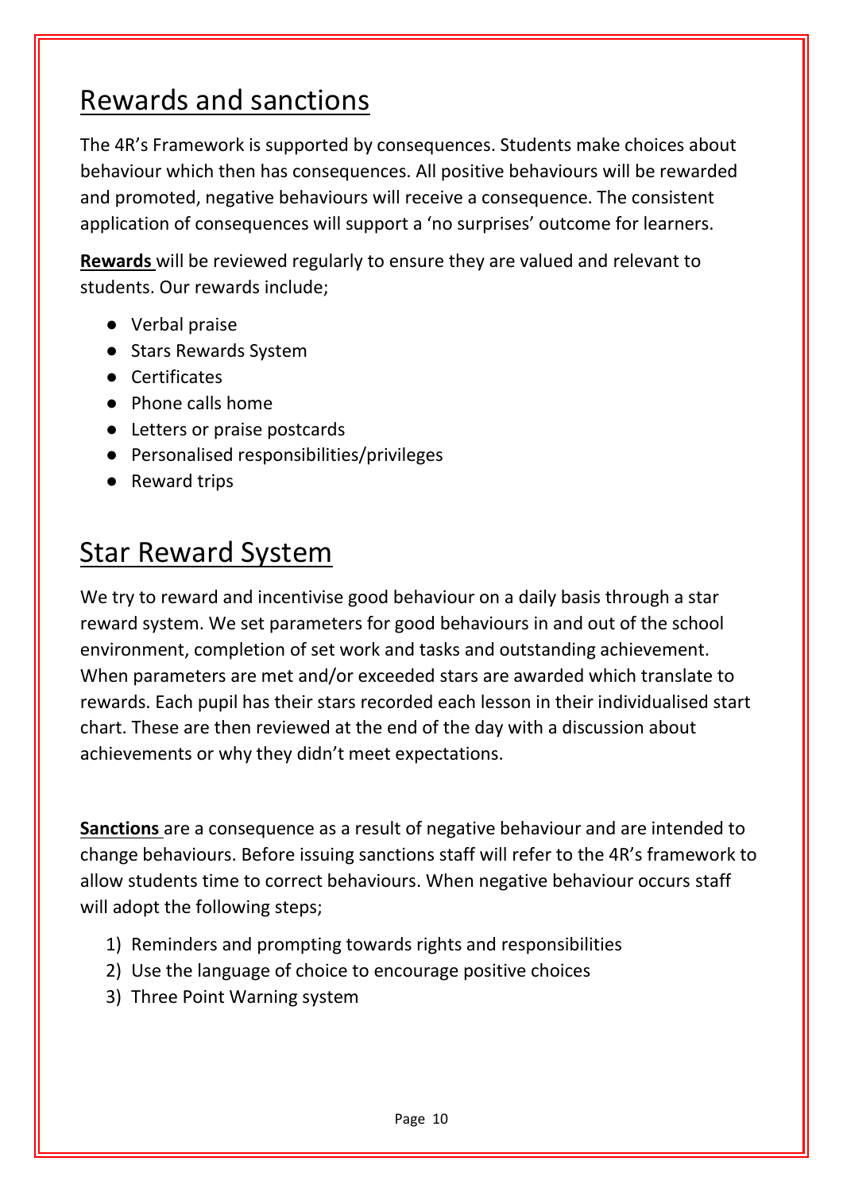## Rewards and sanctions

The 4R's Framework is supported by consequences. Students make choices about behaviour which then has consequences. All positive behaviours will be rewarded and promoted, negative behaviours will receive a consequence. The consistent application of consequences will support a 'no surprises' outcome for learners.

**Rewards** will be reviewed regularly to ensure they are valued and relevant to students. Our rewards include;

- Verbal praise
- Stars Rewards System
- Certificates
- Phone calls home
- Letters or praise postcards
- Personalised responsibilities/privileges
- Reward trips

## Star Reward System

We try to reward and incentivise good behaviour on a daily basis through a star reward system. We set parameters for good behaviours in and out of the school environment, completion of set work and tasks and outstanding achievement. When parameters are met and/or exceeded stars are awarded which translate to rewards. Each pupil has their stars recorded each lesson in their individualised start chart. These are then reviewed at the end of the day with a discussion about achievements or why they didn't meet expectations.

**Sanctions** are a consequence as a result of negative behaviour and are intended to change behaviours. Before issuing sanctions staff will refer to the 4R's framework to allow students time to correct behaviours. When negative behaviour occurs staff will adopt the following steps;

1) Reminders and prompting towards rights and responsibilities
2) Use the language of choice to encourage positive choices
3) Three Point Warning system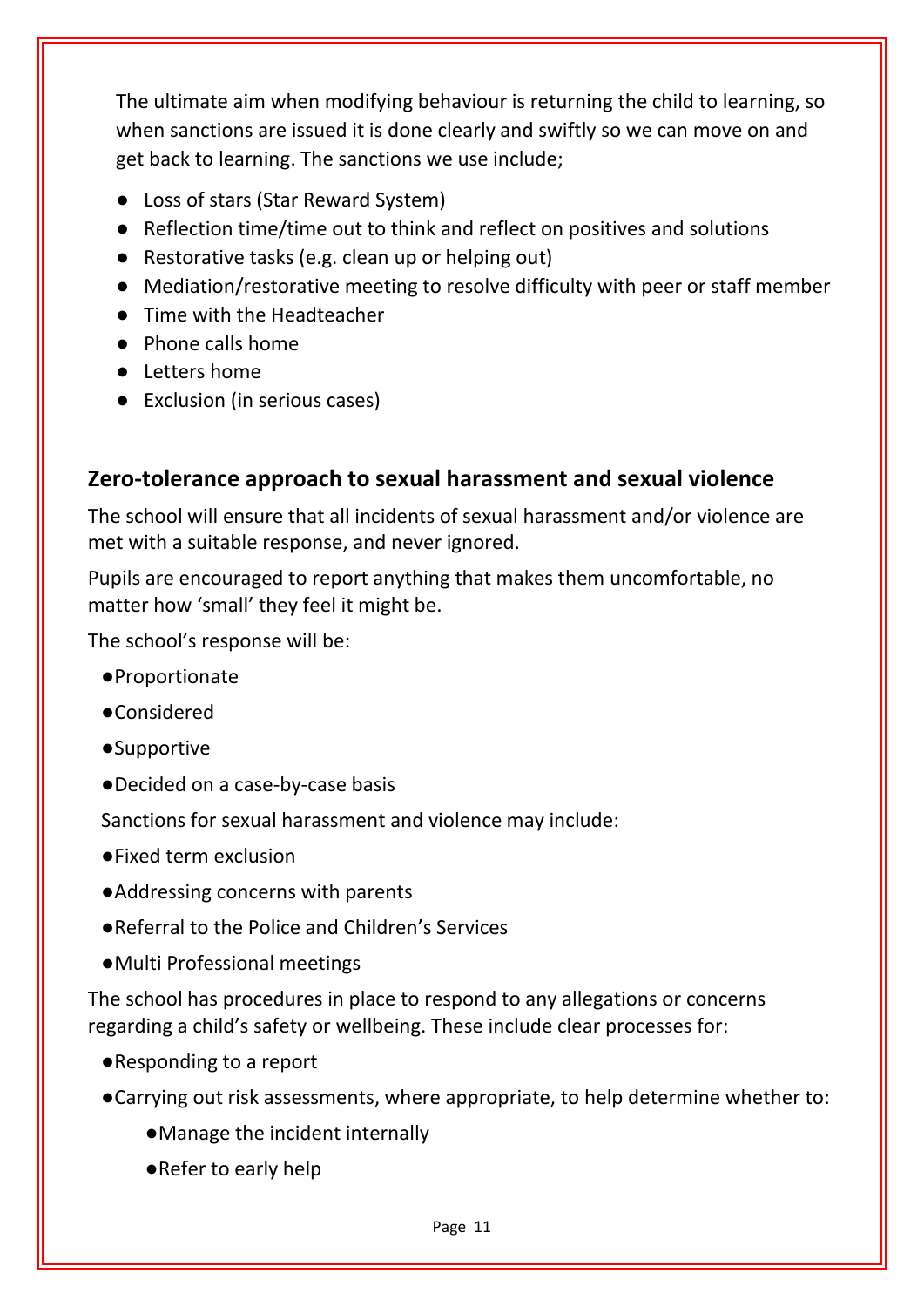The ultimate aim when modifying behaviour is returning the child to learning, so when sanctions are issued it is done clearly and swiftly so we can move on and get back to learning. The sanctions we use include;

- Loss of stars (Star Reward System)
- Reflection time/time out to think and reflect on positives and solutions
- Restorative tasks (e.g. clean up or helping out)
- Mediation/restorative meeting to resolve difficulty with peer or staff member
- Time with the Headteacher
- Phone calls home
- Letters home
- Exclusion (in serious cases)

## Zero-tolerance approach to sexual harassment and sexual violence

The school will ensure that all incidents of sexual harassment and/or violence are met with a suitable response, and never ignored.

Pupils are encouraged to report anything that makes them uncomfortable, no matter how 'small' they feel it might be.

The school's response will be:

- Proportionate
- Considered
- Supportive
- Decided on a case-by-case basis

Sanctions for sexual harassment and violence may include:

- Fixed term exclusion
- Addressing concerns with parents
- Referral to the Police and Children's Services
- Multi Professional meetings

The school has procedures in place to respond to any allegations or concerns regarding a child's safety or wellbeing. These include clear processes for:

- Responding to a report
- Carrying out risk assessments, where appropriate, to help determine whether to:
    - Manage the incident internally
    - Refer to early help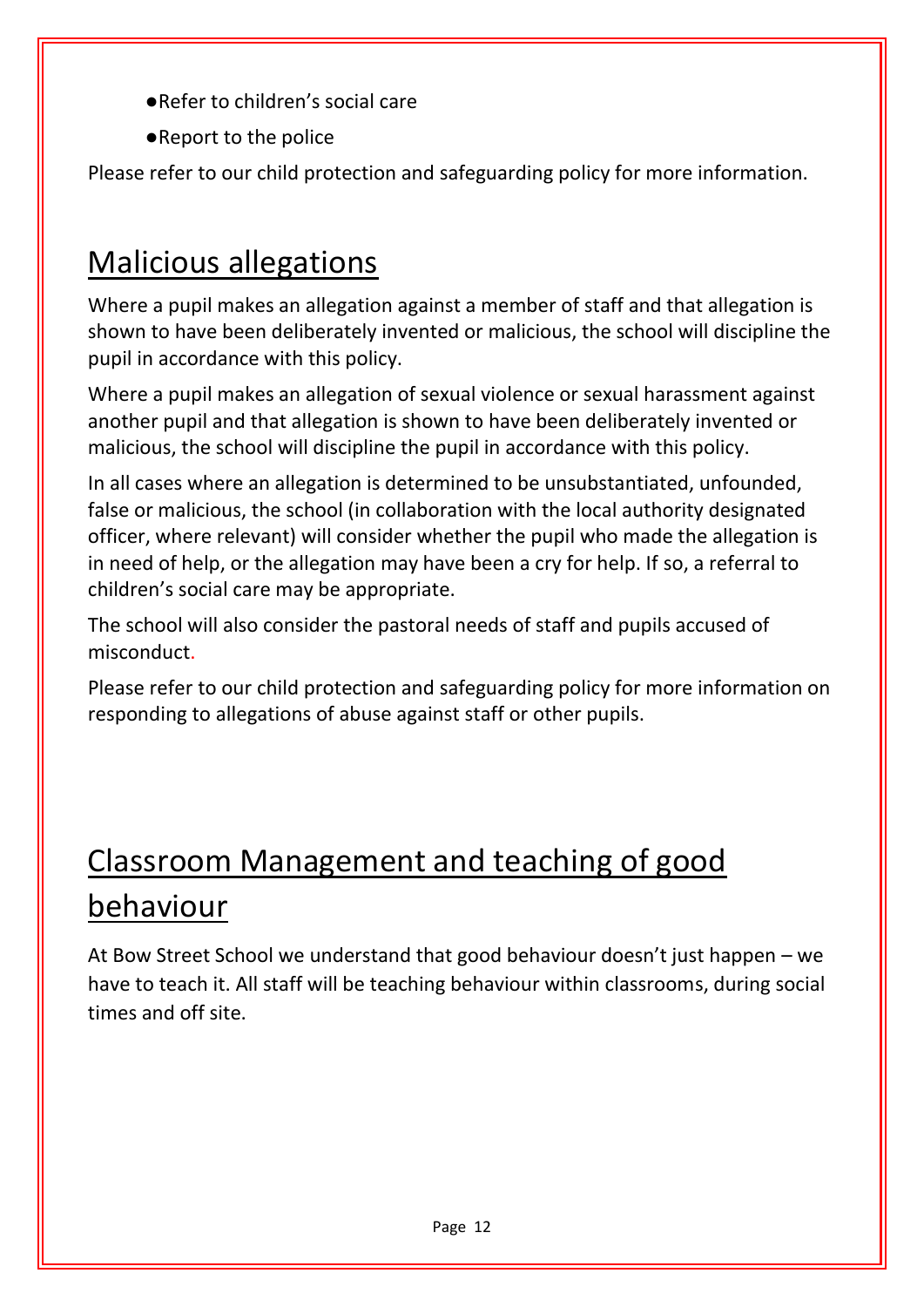- Refer to children's social care
- Report to the police

Please refer to our child protection and safeguarding policy for more information.

## Malicious allegations

Where a pupil makes an allegation against a member of staff and that allegation is shown to have been deliberately invented or malicious, the school will discipline the pupil in accordance with this policy.

Where a pupil makes an allegation of sexual violence or sexual harassment against another pupil and that allegation is shown to have been deliberately invented or malicious, the school will discipline the pupil in accordance with this policy.

In all cases where an allegation is determined to be unsubstantiated, unfounded, false or malicious, the school (in collaboration with the local authority designated officer, where relevant) will consider whether the pupil who made the allegation is in need of help, or the allegation may have been a cry for help. If so, a referral to children's social care may be appropriate.

The school will also consider the pastoral needs of staff and pupils accused of misconduct.

Please refer to our child protection and safeguarding policy for more information on responding to allegations of abuse against staff or other pupils.

## Classroom Management and teaching of good behaviour

At Bow Street School we understand that good behaviour doesn't just happen – we have to teach it. All staff will be teaching behaviour within classrooms, during social times and off site.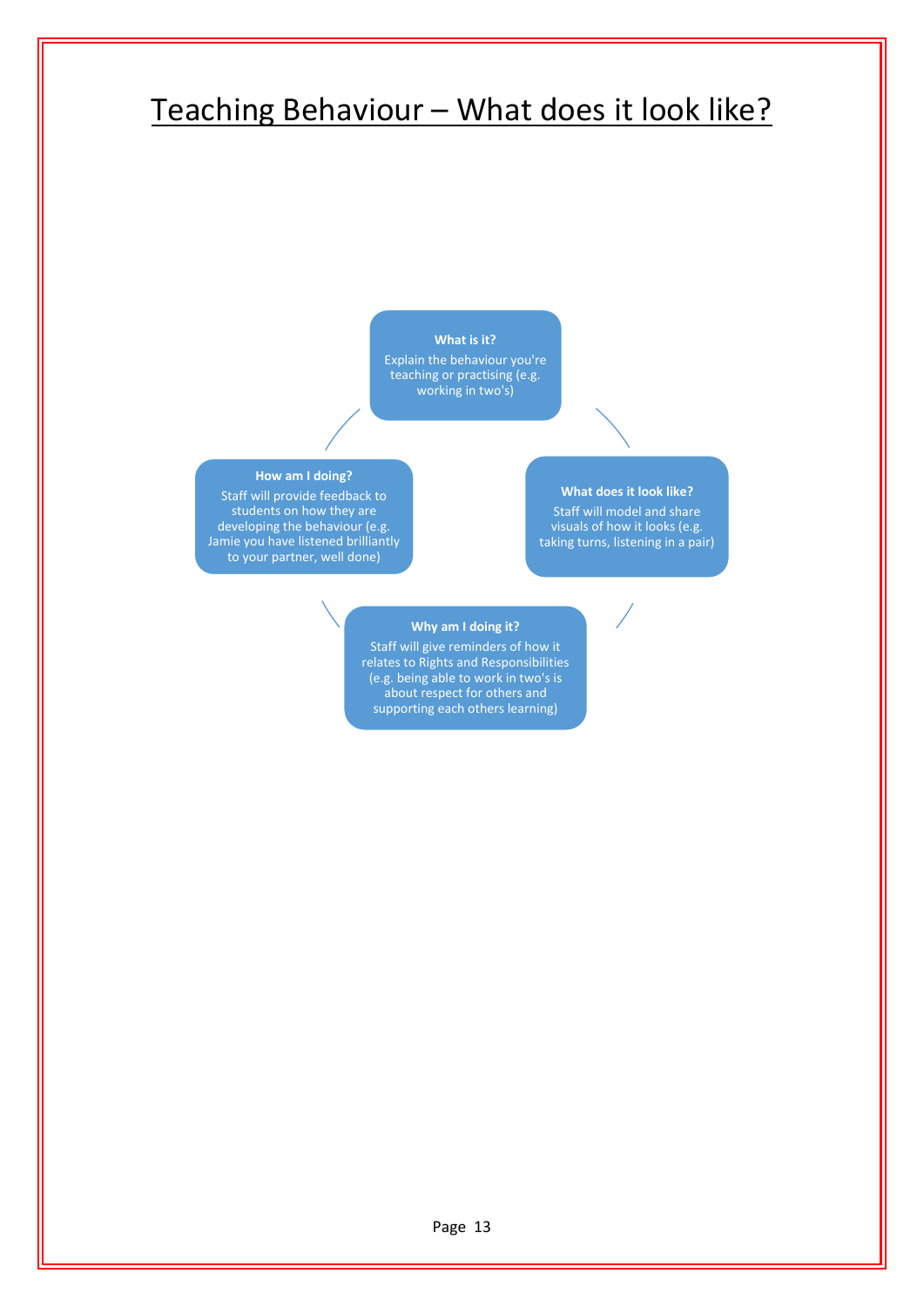# Teaching Behaviour – What does it look like?

**What is it?**
Explain the behaviour you're teaching or practising (e.g. working in two's)

**What does it look like?**
Staff will model and share visuals of how it looks (e.g. taking turns, listening in a pair)

**Why am I doing it?**
Staff will give reminders of how it relates to Rights and Responsibilities (e.g. being able to work in two's is about respect for others and supporting each others learning)

**How am I doing?**
Staff will provide feedback to students on how they are developing the behaviour (e.g. Jamie you have listened brilliantly to your partner, well done)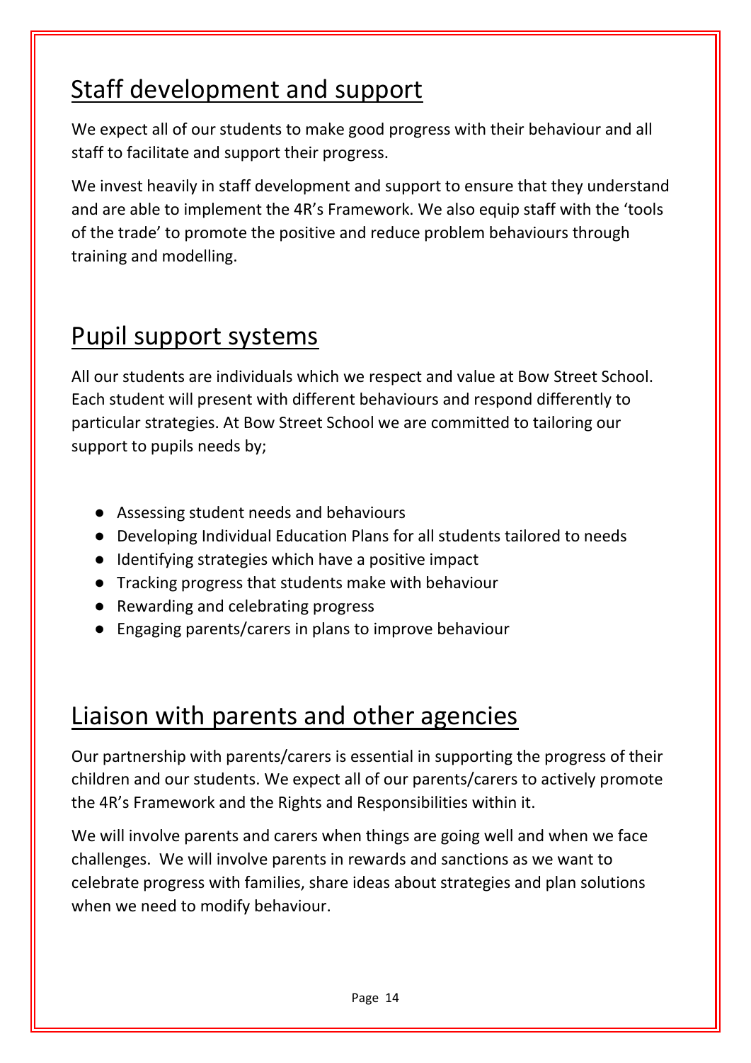## Staff development and support

We expect all of our students to make good progress with their behaviour and all staff to facilitate and support their progress.

We invest heavily in staff development and support to ensure that they understand and are able to implement the 4R's Framework. We also equip staff with the 'tools of the trade' to promote the positive and reduce problem behaviours through training and modelling.

## Pupil support systems

All our students are individuals which we respect and value at Bow Street School. Each student will present with different behaviours and respond differently to particular strategies. At Bow Street School we are committed to tailoring our support to pupils needs by;

- Assessing student needs and behaviours
- Developing Individual Education Plans for all students tailored to needs
- Identifying strategies which have a positive impact
- Tracking progress that students make with behaviour
- Rewarding and celebrating progress
- Engaging parents/carers in plans to improve behaviour

## Liaison with parents and other agencies

Our partnership with parents/carers is essential in supporting the progress of their children and our students. We expect all of our parents/carers to actively promote the 4R's Framework and the Rights and Responsibilities within it.

We will involve parents and carers when things are going well and when we face challenges. We will involve parents in rewards and sanctions as we want to celebrate progress with families, share ideas about strategies and plan solutions when we need to modify behaviour.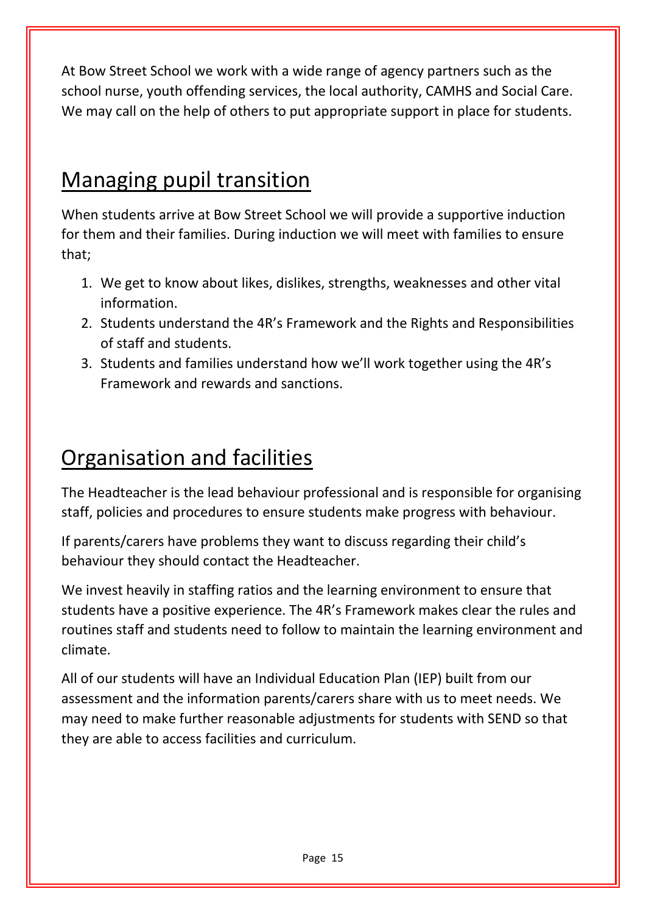At Bow Street School we work with a wide range of agency partners such as the school nurse, youth offending services, the local authority, CAMHS and Social Care. We may call on the help of others to put appropriate support in place for students.

## Managing pupil transition

When students arrive at Bow Street School we will provide a supportive induction for them and their families. During induction we will meet with families to ensure that;

1. We get to know about likes, dislikes, strengths, weaknesses and other vital information.
2. Students understand the 4R's Framework and the Rights and Responsibilities of staff and students.
3. Students and families understand how we'll work together using the 4R's Framework and rewards and sanctions.

## Organisation and facilities

The Headteacher is the lead behaviour professional and is responsible for organising staff, policies and procedures to ensure students make progress with behaviour.

If parents/carers have problems they want to discuss regarding their child's behaviour they should contact the Headteacher.

We invest heavily in staffing ratios and the learning environment to ensure that students have a positive experience. The 4R's Framework makes clear the rules and routines staff and students need to follow to maintain the learning environment and climate.

All of our students will have an Individual Education Plan (IEP) built from our assessment and the information parents/carers share with us to meet needs. We may need to make further reasonable adjustments for students with SEND so that they are able to access facilities and curriculum.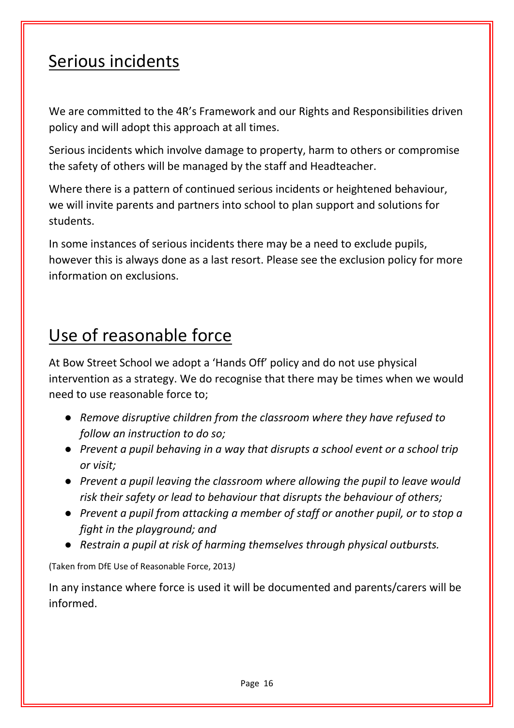## Serious incidents

We are committed to the 4R's Framework and our Rights and Responsibilities driven policy and will adopt this approach at all times.

Serious incidents which involve damage to property, harm to others or compromise the safety of others will be managed by the staff and Headteacher.

Where there is a pattern of continued serious incidents or heightened behaviour, we will invite parents and partners into school to plan support and solutions for students.

In some instances of serious incidents there may be a need to exclude pupils, however this is always done as a last resort. Please see the exclusion policy for more information on exclusions.

## Use of reasonable force

At Bow Street School we adopt a 'Hands Off' policy and do not use physical intervention as a strategy. We do recognise that there may be times when we would need to use reasonable force to;

- *Remove disruptive children from the classroom where they have refused to follow an instruction to do so;*
- *Prevent a pupil behaving in a way that disrupts a school event or a school trip or visit;*
- *Prevent a pupil leaving the classroom where allowing the pupil to leave would risk their safety or lead to behaviour that disrupts the behaviour of others;*
- *Prevent a pupil from attacking a member of staff or another pupil, or to stop a fight in the playground; and*
- *Restrain a pupil at risk of harming themselves through physical outbursts.*

(Taken from DfE Use of Reasonable Force, 2013)

In any instance where force is used it will be documented and parents/carers will be informed.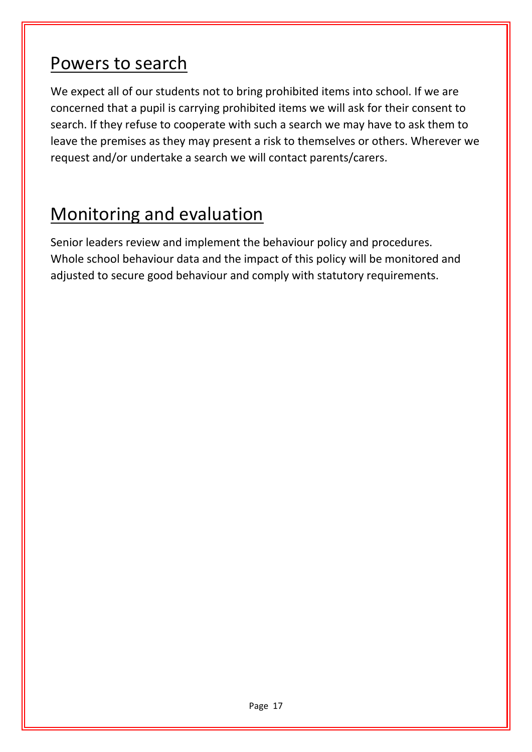## Powers to search

We expect all of our students not to bring prohibited items into school. If we are concerned that a pupil is carrying prohibited items we will ask for their consent to search. If they refuse to cooperate with such a search we may have to ask them to leave the premises as they may present a risk to themselves or others. Wherever we request and/or undertake a search we will contact parents/carers.

## Monitoring and evaluation

Senior leaders review and implement the behaviour policy and procedures. Whole school behaviour data and the impact of this policy will be monitored and adjusted to secure good behaviour and comply with statutory requirements.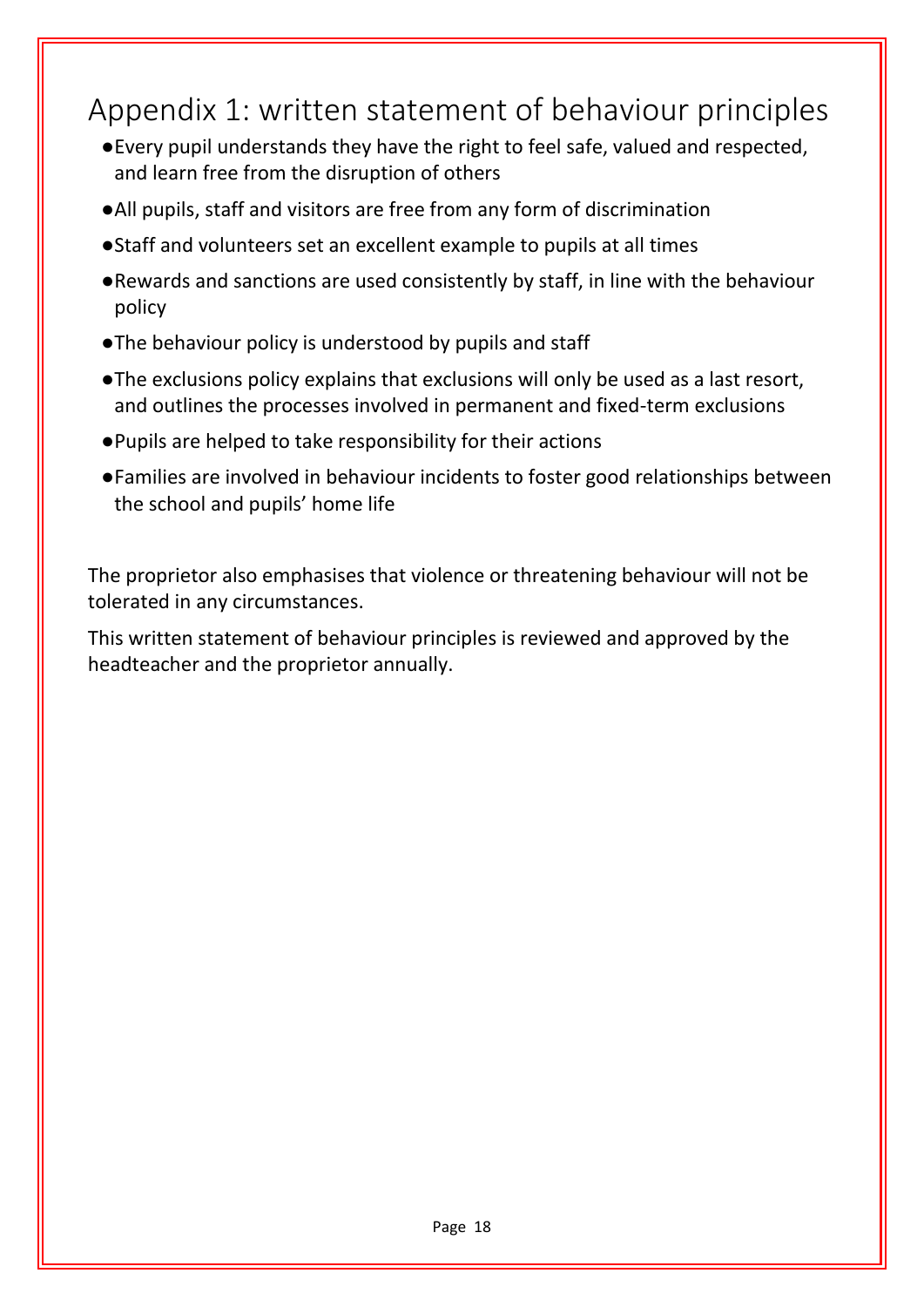# Appendix 1: written statement of behaviour principles

- Every pupil understands they have the right to feel safe, valued and respected, and learn free from the disruption of others
- All pupils, staff and visitors are free from any form of discrimination
- Staff and volunteers set an excellent example to pupils at all times
- Rewards and sanctions are used consistently by staff, in line with the behaviour policy
- The behaviour policy is understood by pupils and staff
- The exclusions policy explains that exclusions will only be used as a last resort, and outlines the processes involved in permanent and fixed-term exclusions
- Pupils are helped to take responsibility for their actions
- Families are involved in behaviour incidents to foster good relationships between the school and pupils' home life

The proprietor also emphasises that violence or threatening behaviour will not be tolerated in any circumstances.

This written statement of behaviour principles is reviewed and approved by the headteacher and the proprietor annually.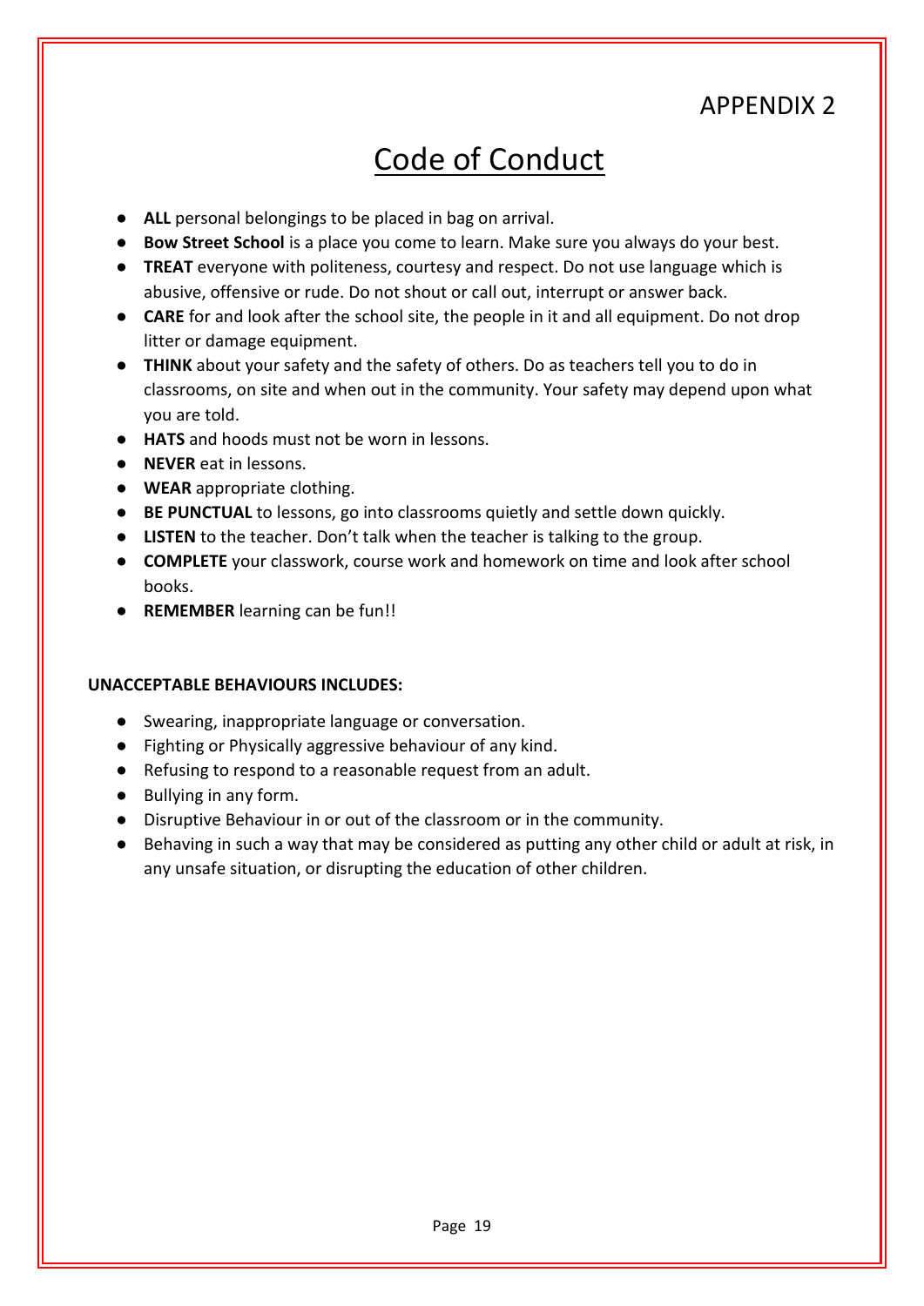APPENDIX 2

# Code of Conduct

- **ALL** personal belongings to be placed in bag on arrival.
- **Bow Street School** is a place you come to learn. Make sure you always do your best.
- **TREAT** everyone with politeness, courtesy and respect. Do not use language which is abusive, offensive or rude. Do not shout or call out, interrupt or answer back.
- **CARE** for and look after the school site, the people in it and all equipment. Do not drop litter or damage equipment.
- **THINK** about your safety and the safety of others. Do as teachers tell you to do in classrooms, on site and when out in the community. Your safety may depend upon what you are told.
- **HATS** and hoods must not be worn in lessons.
- **NEVER** eat in lessons.
- **WEAR** appropriate clothing.
- **BE PUNCTUAL** to lessons, go into classrooms quietly and settle down quickly.
- **LISTEN** to the teacher. Don't talk when the teacher is talking to the group.
- **COMPLETE** your classwork, course work and homework on time and look after school books.
- **REMEMBER** learning can be fun!!

**UNACCEPTABLE BEHAVIOURS INCLUDES:**

- Swearing, inappropriate language or conversation.
- Fighting or Physically aggressive behaviour of any kind.
- Refusing to respond to a reasonable request from an adult.
- Bullying in any form.
- Disruptive Behaviour in or out of the classroom or in the community.
- Behaving in such a way that may be considered as putting any other child or adult at risk, in any unsafe situation, or disrupting the education of other children.